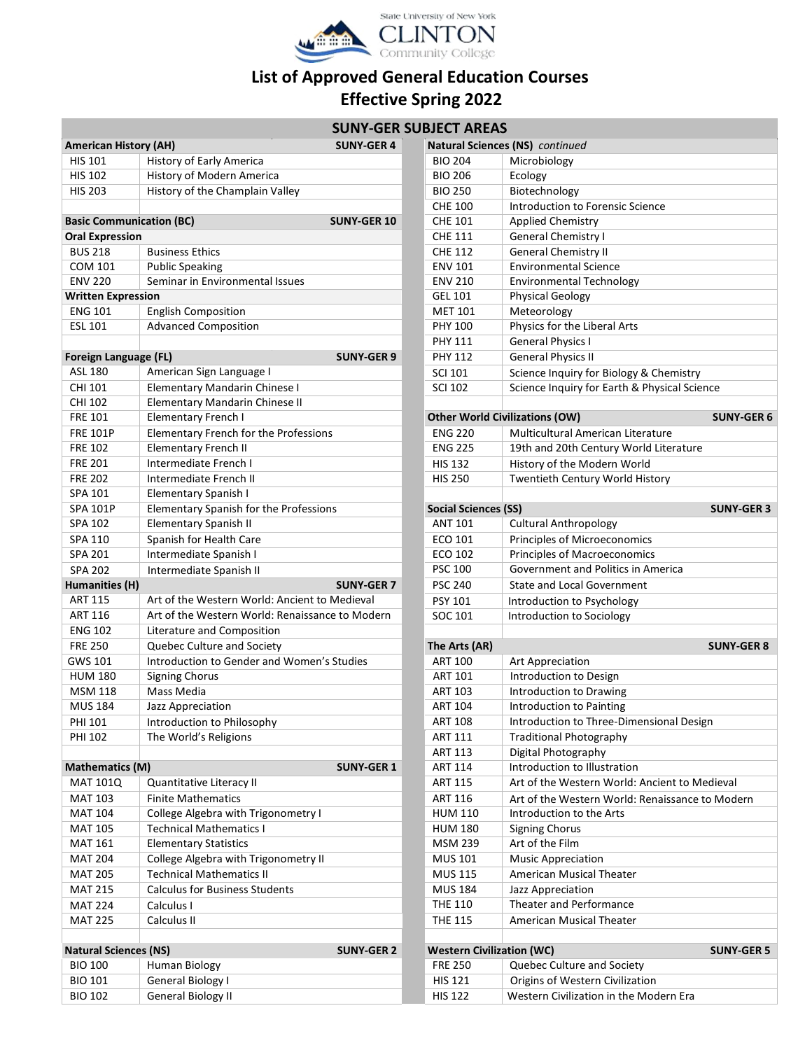State University of New York
CLINTON
Community College

# List of Approved General Education Courses
## Effective Spring 2022

## SUNY-GER SUBJECT AREAS

### American History (AH) — SUNY-GER 4

| Course | Title |
|---|---|
| HIS 101 | History of Early America |
| HIS 102 | History of Modern America |
| HIS 203 | History of the Champlain Valley |

### Basic Communication (BC) — SUNY-GER 10

| Course | Title |
|---|---|
| **Oral Expression** | |
| BUS 218 | Business Ethics |
| COM 101 | Public Speaking |
| ENV 220 | Seminar in Environmental Issues |
| **Written Expression** | |
| ENG 101 | English Composition |
| ESL 101 | Advanced Composition |

### Foreign Language (FL) — SUNY-GER 9

| Course | Title |
|---|---|
| ASL 180 | American Sign Language I |
| CHI 101 | Elementary Mandarin Chinese I |
| CHI 102 | Elementary Mandarin Chinese II |
| FRE 101 | Elementary French I |
| FRE 101P | Elementary French for the Professions |
| FRE 102 | Elementary French II |
| FRE 201 | Intermediate French I |
| FRE 202 | Intermediate French II |
| SPA 101 | Elementary Spanish I |
| SPA 101P | Elementary Spanish for the Professions |
| SPA 102 | Elementary Spanish II |
| SPA 110 | Spanish for Health Care |
| SPA 201 | Intermediate Spanish I |
| SPA 202 | Intermediate Spanish II |

### Humanities (H) — SUNY-GER 7

| Course | Title |
|---|---|
| ART 115 | Art of the Western World: Ancient to Medieval |
| ART 116 | Art of the Western World: Renaissance to Modern |
| ENG 102 | Literature and Composition |
| FRE 250 | Quebec Culture and Society |
| GWS 101 | Introduction to Gender and Women's Studies |
| HUM 180 | Signing Chorus |
| MSM 118 | Mass Media |
| MUS 184 | Jazz Appreciation |
| PHI 101 | Introduction to Philosophy |
| PHI 102 | The World's Religions |

### Mathematics (M) — SUNY-GER 1

| Course | Title |
|---|---|
| MAT 101Q | Quantitative Literacy II |
| MAT 103 | Finite Mathematics |
| MAT 104 | College Algebra with Trigonometry I |
| MAT 105 | Technical Mathematics I |
| MAT 161 | Elementary Statistics |
| MAT 204 | College Algebra with Trigonometry II |
| MAT 205 | Technical Mathematics II |
| MAT 215 | Calculus for Business Students |
| MAT 224 | Calculus I |
| MAT 225 | Calculus II |

### Natural Sciences (NS) — SUNY-GER 2

| Course | Title |
|---|---|
| BIO 100 | Human Biology |
| BIO 101 | General Biology I |
| BIO 102 | General Biology II |
| BIO 204 | Microbiology |
| BIO 206 | Ecology |
| BIO 250 | Biotechnology |
| CHE 100 | Introduction to Forensic Science |
| CHE 101 | Applied Chemistry |
| CHE 111 | General Chemistry I |
| CHE 112 | General Chemistry II |
| ENV 101 | Environmental Science |
| ENV 210 | Environmental Technology |
| GEL 101 | Physical Geology |
| MET 101 | Meteorology |
| PHY 100 | Physics for the Liberal Arts |
| PHY 111 | General Physics I |
| PHY 112 | General Physics II |
| SCI 101 | Science Inquiry for Biology & Chemistry |
| SCI 102 | Science Inquiry for Earth & Physical Science |

### Other World Civilizations (OW) — SUNY-GER 6

| Course | Title |
|---|---|
| ENG 220 | Multicultural American Literature |
| ENG 225 | 19th and 20th Century World Literature |
| HIS 132 | History of the Modern World |
| HIS 250 | Twentieth Century World History |

### Social Sciences (SS) — SUNY-GER 3

| Course | Title |
|---|---|
| ANT 101 | Cultural Anthropology |
| ECO 101 | Principles of Microeconomics |
| ECO 102 | Principles of Macroeconomics |
| PSC 100 | Government and Politics in America |
| PSC 240 | State and Local Government |
| PSY 101 | Introduction to Psychology |
| SOC 101 | Introduction to Sociology |

### The Arts (AR) — SUNY-GER 8

| Course | Title |
|---|---|
| ART 100 | Art Appreciation |
| ART 101 | Introduction to Design |
| ART 103 | Introduction to Drawing |
| ART 104 | Introduction to Painting |
| ART 108 | Introduction to Three-Dimensional Design |
| ART 111 | Traditional Photography |
| ART 113 | Digital Photography |
| ART 114 | Introduction to Illustration |
| ART 115 | Art of the Western World: Ancient to Medieval |
| ART 116 | Art of the Western World: Renaissance to Modern |
| HUM 110 | Introduction to the Arts |
| HUM 180 | Signing Chorus |
| MSM 239 | Art of the Film |
| MUS 101 | Music Appreciation |
| MUS 115 | American Musical Theater |
| MUS 184 | Jazz Appreciation |
| THE 110 | Theater and Performance |
| THE 115 | American Musical Theater |

### Western Civilization (WC) — SUNY-GER 5

| Course | Title |
|---|---|
| FRE 250 | Quebec Culture and Society |
| HIS 121 | Origins of Western Civilization |
| HIS 122 | Western Civilization in the Modern Era |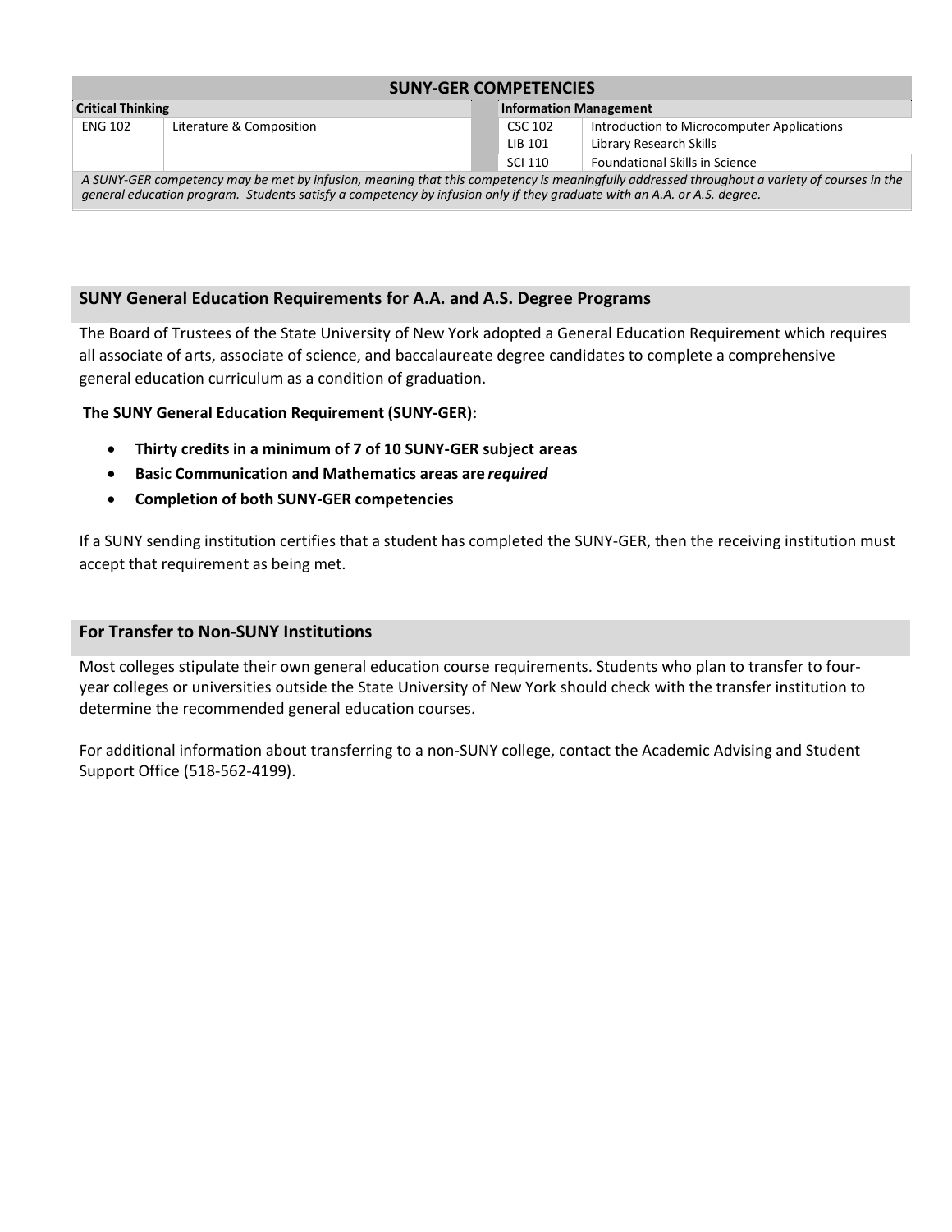| SUNY-GER COMPETENCIES | | | |
|---|---|---|---|
| **Critical Thinking** | | **Information Management** | |
| ENG 102 | Literature & Composition | CSC 102 | Introduction to Microcomputer Applications |
| | | LIB 101 | Library Research Skills |
| | | SCI 110 | Foundational Skills in Science |

*A SUNY-GER competency may be met by infusion, meaning that this competency is meaningfully addressed throughout a variety of courses in the general education program. Students satisfy a competency by infusion only if they graduate with an A.A. or A.S. degree.*

## SUNY General Education Requirements for A.A. and A.S. Degree Programs

The Board of Trustees of the State University of New York adopted a General Education Requirement which requires all associate of arts, associate of science, and baccalaureate degree candidates to complete a comprehensive general education curriculum as a condition of graduation.

**The SUNY General Education Requirement (SUNY-GER):**

- **Thirty credits in a minimum of 7 of 10 SUNY-GER subject areas**
- **Basic Communication and Mathematics areas are *required***
- **Completion of both SUNY-GER competencies**

If a SUNY sending institution certifies that a student has completed the SUNY-GER, then the receiving institution must accept that requirement as being met.

## For Transfer to Non-SUNY Institutions

Most colleges stipulate their own general education course requirements. Students who plan to transfer to four-year colleges or universities outside the State University of New York should check with the transfer institution to determine the recommended general education courses.

For additional information about transferring to a non-SUNY college, contact the Academic Advising and Student Support Office (518-562-4199).